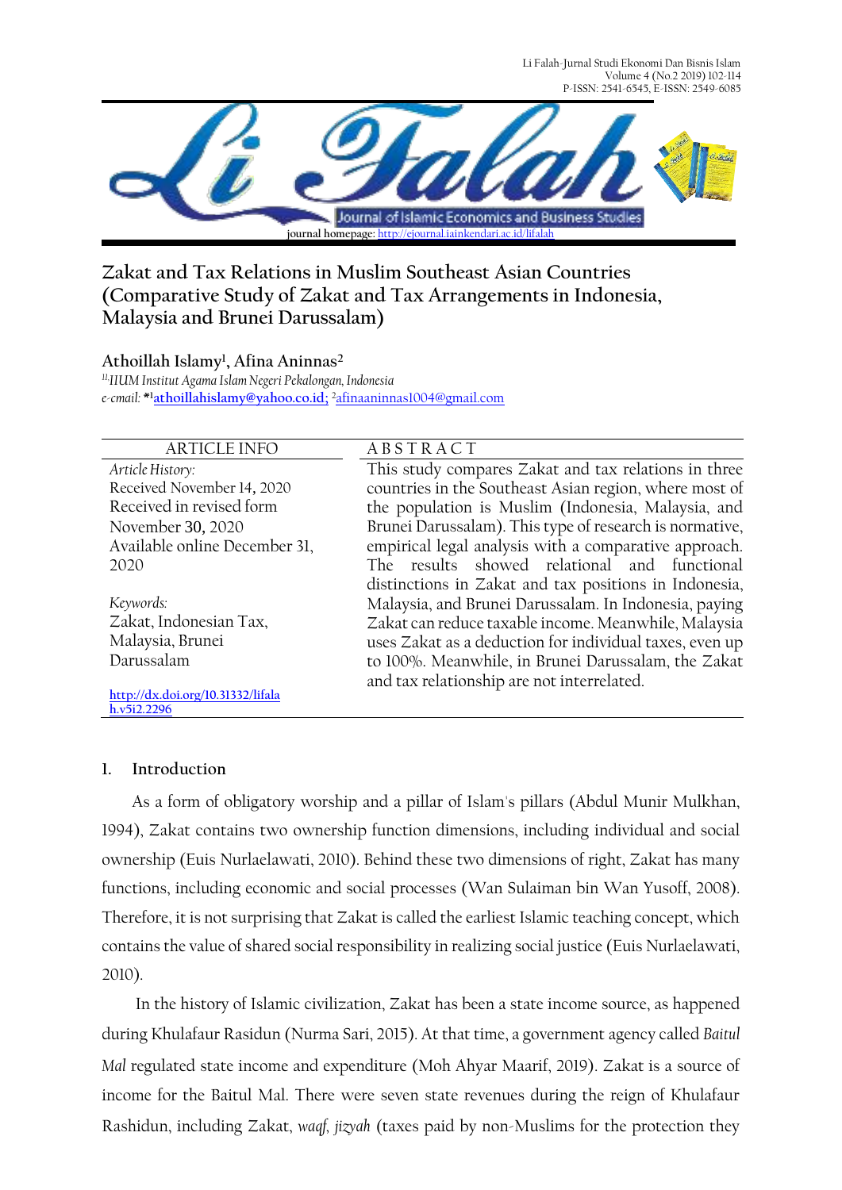Li Falah-Jurnal Studi Ekonomi Dan Bisnis Islam
Volume 4 (No.2 2019) 102-114
P-ISSN: 2541-6545, E-ISSN: 2549-6085

Journal of Islamic Economics and Business Studies
journal homepage: http://ejournal.iainkendari.ac.id/lifalah

# Zakat and Tax Relations in Muslim Southeast Asian Countries (Comparative Study of Zakat and Tax Arrangements in Indonesia, Malaysia and Brunei Darussalam)

**Athoillah Islamy[1], Afina Aninnas[2]**

*[1,2]IIUM Institut Agama Islam Negeri Pekalongan, Indonesia*

*e-cmail:* *[1]**athoillahislamy@yahoo.co.id;** [2]afinaaninnas1004@gmail.com

| ARTICLE INFO | ABSTRACT |
|---|---|
| *Article History:*<br>Received November 14, 2020<br>Received in revised form November 30, 2020<br>Available online December 31, 2020<br><br>*Keywords:*<br>Zakat, Indonesian Tax, Malaysia, Brunei Darussalam<br><br>http://dx.doi.org/10.31332/lifalah.v5i2.2296 | This study compares Zakat and tax relations in three countries in the Southeast Asian region, where most of the population is Muslim (Indonesia, Malaysia, and Brunei Darussalam). This type of research is normative, empirical legal analysis with a comparative approach. The results showed relational and functional distinctions in Zakat and tax positions in Indonesia, Malaysia, and Brunei Darussalam. In Indonesia, paying Zakat can reduce taxable income. Meanwhile, Malaysia uses Zakat as a deduction for individual taxes, even up to 100%. Meanwhile, in Brunei Darussalam, the Zakat and tax relationship are not interrelated. |

## I. Introduction

As a form of obligatory worship and a pillar of Islam's pillars (Abdul Munir Mulkhan, 1994), Zakat contains two ownership function dimensions, including individual and social ownership (Euis Nurlaelawati, 2010). Behind these two dimensions of right, Zakat has many functions, including economic and social processes (Wan Sulaiman bin Wan Yusoff, 2008). Therefore, it is not surprising that Zakat is called the earliest Islamic teaching concept, which contains the value of shared social responsibility in realizing social justice (Euis Nurlaelawati, 2010).

In the history of Islamic civilization, Zakat has been a state income source, as happened during Khulafaur Rasidun (Nurma Sari, 2015). At that time, a government agency called *Baitul Mal* regulated state income and expenditure (Moh Ahyar Maarif, 2019). Zakat is a source of income for the Baitul Mal. There were seven state revenues during the reign of Khulafaur Rashidun, including Zakat, *waqf*, *jizyah* (taxes paid by non-Muslims for the protection they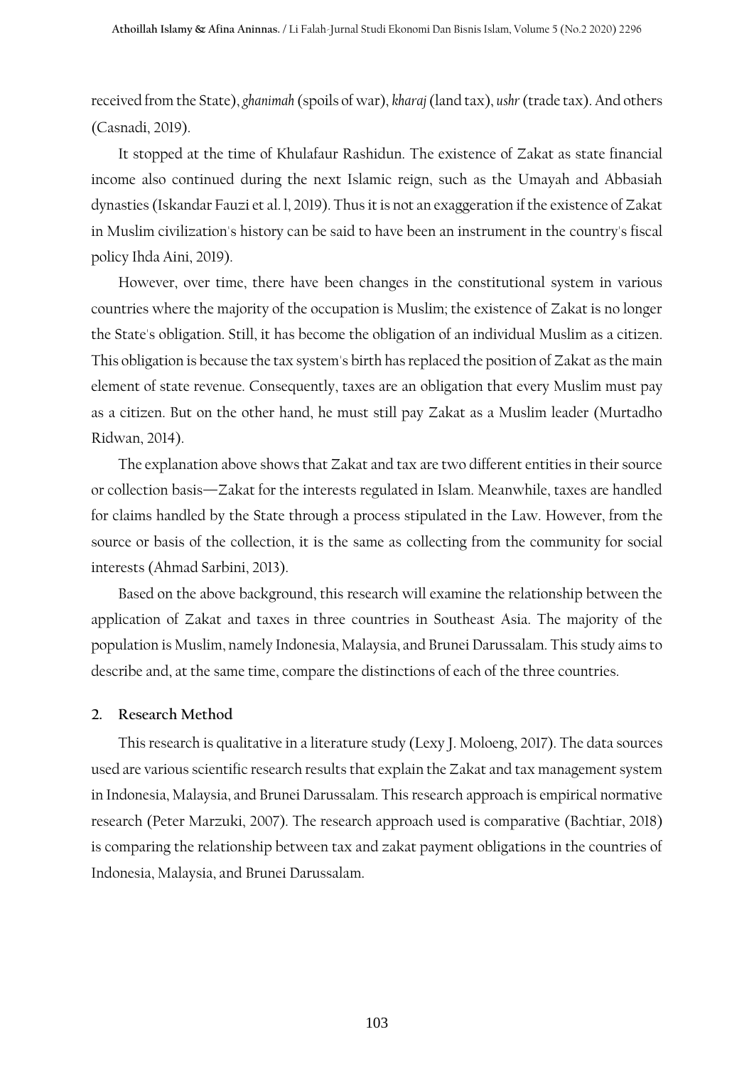received from the State), *ghanimah* (spoils of war), *kharaj* (land tax), *ushr* (trade tax). And others (Casnadi, 2019).

It stopped at the time of Khulafaur Rashidun. The existence of Zakat as state financial income also continued during the next Islamic reign, such as the Umayah and Abbasiah dynasties (Iskandar Fauzi et al. l, 2019). Thus it is not an exaggeration if the existence of Zakat in Muslim civilization's history can be said to have been an instrument in the country's fiscal policy Ihda Aini, 2019).

However, over time, there have been changes in the constitutional system in various countries where the majority of the occupation is Muslim; the existence of Zakat is no longer the State's obligation. Still, it has become the obligation of an individual Muslim as a citizen. This obligation is because the tax system's birth has replaced the position of Zakat as the main element of state revenue. Consequently, taxes are an obligation that every Muslim must pay as a citizen. But on the other hand, he must still pay Zakat as a Muslim leader (Murtadho Ridwan, 2014).

The explanation above shows that Zakat and tax are two different entities in their source or collection basis—Zakat for the interests regulated in Islam. Meanwhile, taxes are handled for claims handled by the State through a process stipulated in the Law. However, from the source or basis of the collection, it is the same as collecting from the community for social interests (Ahmad Sarbini, 2013).

Based on the above background, this research will examine the relationship between the application of Zakat and taxes in three countries in Southeast Asia. The majority of the population is Muslim, namely Indonesia, Malaysia, and Brunei Darussalam. This study aims to describe and, at the same time, compare the distinctions of each of the three countries.

## 2. Research Method

This research is qualitative in a literature study (Lexy J. Moloeng, 2017). The data sources used are various scientific research results that explain the Zakat and tax management system in Indonesia, Malaysia, and Brunei Darussalam. This research approach is empirical normative research (Peter Marzuki, 2007). The research approach used is comparative (Bachtiar, 2018) is comparing the relationship between tax and zakat payment obligations in the countries of Indonesia, Malaysia, and Brunei Darussalam.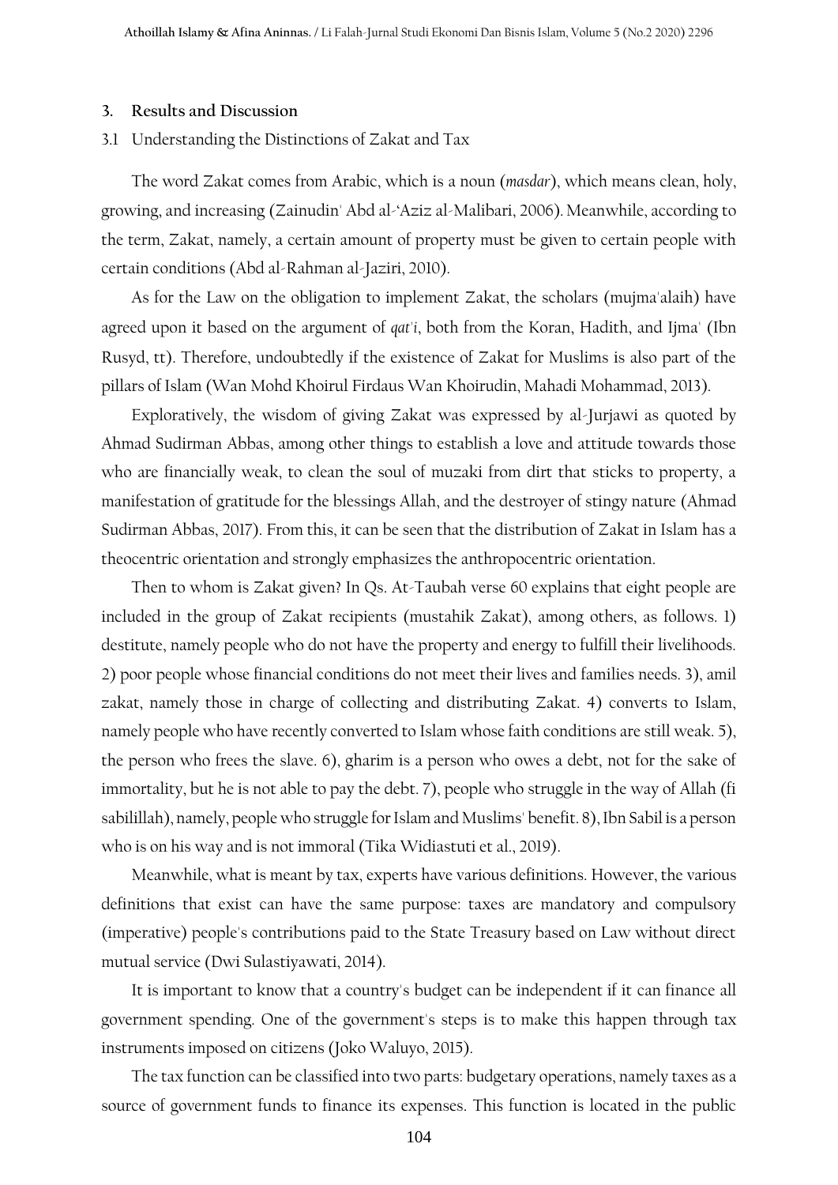## 3. Results and Discussion

### 3.1 Understanding the Distinctions of Zakat and Tax

The word Zakat comes from Arabic, which is a noun (*masdar*), which means clean, holy, growing, and increasing (Zainudin' Abd al-'Aziz al-Malibari, 2006). Meanwhile, according to the term, Zakat, namely, a certain amount of property must be given to certain people with certain conditions (Abd al-Rahman al-Jaziri, 2010).

As for the Law on the obligation to implement Zakat, the scholars (mujma'alaih) have agreed upon it based on the argument of *qat'i*, both from the Koran, Hadith, and Ijma' (Ibn Rusyd, tt). Therefore, undoubtedly if the existence of Zakat for Muslims is also part of the pillars of Islam (Wan Mohd Khoirul Firdaus Wan Khoirudin, Mahadi Mohammad, 2013).

Exploratively, the wisdom of giving Zakat was expressed by al-Jurjawi as quoted by Ahmad Sudirman Abbas, among other things to establish a love and attitude towards those who are financially weak, to clean the soul of muzaki from dirt that sticks to property, a manifestation of gratitude for the blessings Allah, and the destroyer of stingy nature (Ahmad Sudirman Abbas, 2017). From this, it can be seen that the distribution of Zakat in Islam has a theocentric orientation and strongly emphasizes the anthropocentric orientation.

Then to whom is Zakat given? In Qs. At-Taubah verse 60 explains that eight people are included in the group of Zakat recipients (mustahik Zakat), among others, as follows. 1) destitute, namely people who do not have the property and energy to fulfill their livelihoods. 2) poor people whose financial conditions do not meet their lives and families needs. 3), amil zakat, namely those in charge of collecting and distributing Zakat. 4) converts to Islam, namely people who have recently converted to Islam whose faith conditions are still weak. 5), the person who frees the slave. 6), gharim is a person who owes a debt, not for the sake of immortality, but he is not able to pay the debt. 7), people who struggle in the way of Allah (fi sabilillah), namely, people who struggle for Islam and Muslims' benefit. 8), Ibn Sabil is a person who is on his way and is not immoral (Tika Widiastuti et al., 2019).

Meanwhile, what is meant by tax, experts have various definitions. However, the various definitions that exist can have the same purpose: taxes are mandatory and compulsory (imperative) people's contributions paid to the State Treasury based on Law without direct mutual service (Dwi Sulastiyawati, 2014).

It is important to know that a country's budget can be independent if it can finance all government spending. One of the government's steps is to make this happen through tax instruments imposed on citizens (Joko Waluyo, 2015).

The tax function can be classified into two parts: budgetary operations, namely taxes as a source of government funds to finance its expenses. This function is located in the public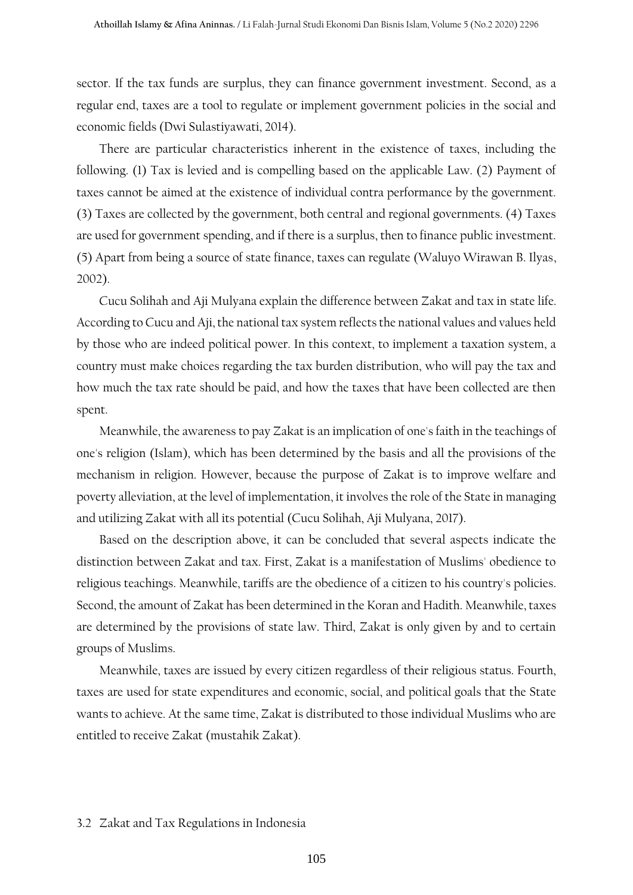sector. If the tax funds are surplus, they can finance government investment. Second, as a regular end, taxes are a tool to regulate or implement government policies in the social and economic fields (Dwi Sulastiyawati, 2014).

There are particular characteristics inherent in the existence of taxes, including the following. (1) Tax is levied and is compelling based on the applicable Law. (2) Payment of taxes cannot be aimed at the existence of individual contra performance by the government. (3) Taxes are collected by the government, both central and regional governments. (4) Taxes are used for government spending, and if there is a surplus, then to finance public investment. (5) Apart from being a source of state finance, taxes can regulate (Waluyo Wirawan B. Ilyas, 2002).

Cucu Solihah and Aji Mulyana explain the difference between Zakat and tax in state life. According to Cucu and Aji, the national tax system reflects the national values and values held by those who are indeed political power. In this context, to implement a taxation system, a country must make choices regarding the tax burden distribution, who will pay the tax and how much the tax rate should be paid, and how the taxes that have been collected are then spent.

Meanwhile, the awareness to pay Zakat is an implication of one's faith in the teachings of one's religion (Islam), which has been determined by the basis and all the provisions of the mechanism in religion. However, because the purpose of Zakat is to improve welfare and poverty alleviation, at the level of implementation, it involves the role of the State in managing and utilizing Zakat with all its potential (Cucu Solihah, Aji Mulyana, 2017).

Based on the description above, it can be concluded that several aspects indicate the distinction between Zakat and tax. First, Zakat is a manifestation of Muslims' obedience to religious teachings. Meanwhile, tariffs are the obedience of a citizen to his country's policies. Second, the amount of Zakat has been determined in the Koran and Hadith. Meanwhile, taxes are determined by the provisions of state law. Third, Zakat is only given by and to certain groups of Muslims.

Meanwhile, taxes are issued by every citizen regardless of their religious status. Fourth, taxes are used for state expenditures and economic, social, and political goals that the State wants to achieve. At the same time, Zakat is distributed to those individual Muslims who are entitled to receive Zakat (mustahik Zakat).

## 3.2 Zakat and Tax Regulations in Indonesia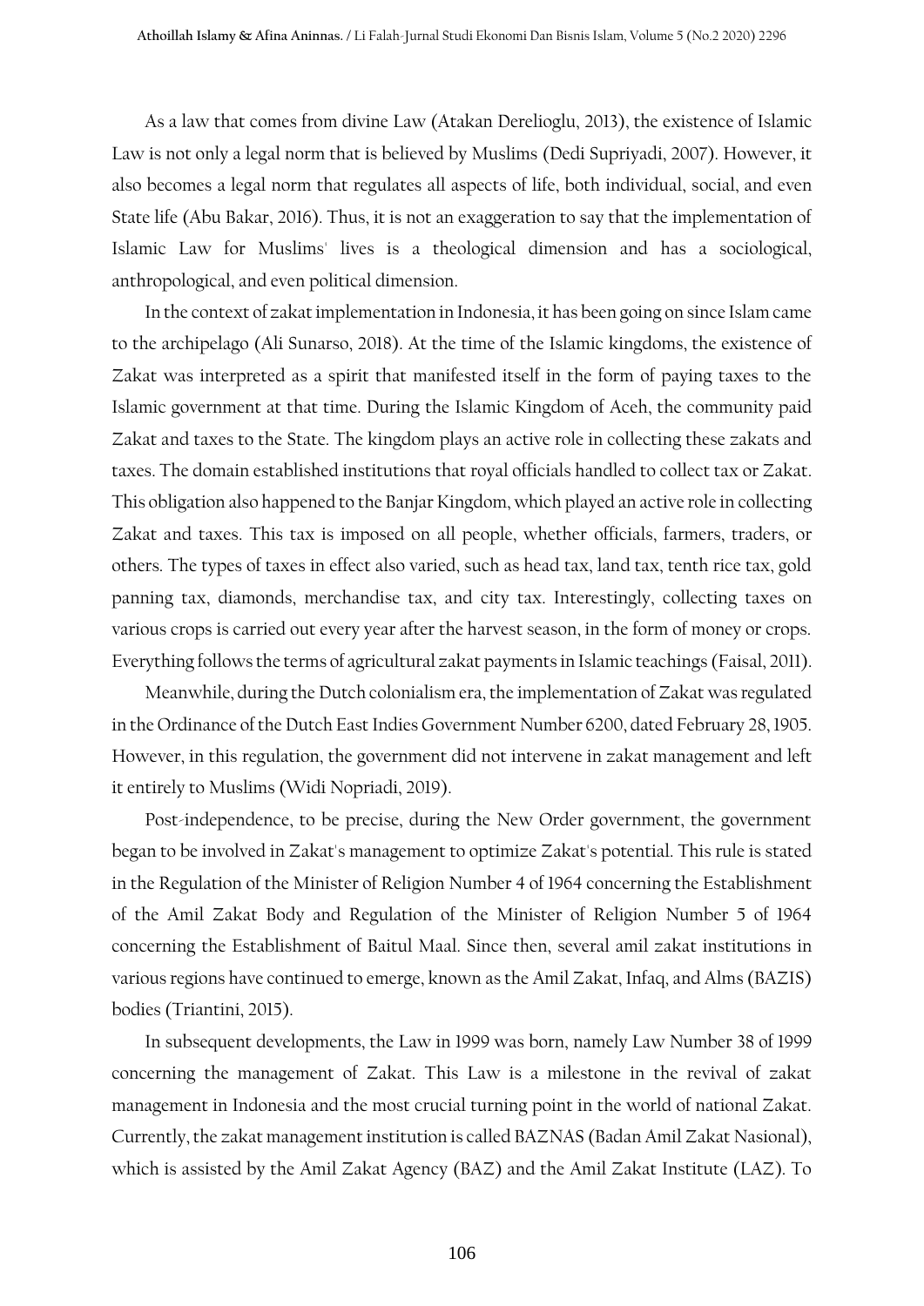As a law that comes from divine Law (Atakan Derelioglu, 2013), the existence of Islamic Law is not only a legal norm that is believed by Muslims (Dedi Supriyadi, 2007). However, it also becomes a legal norm that regulates all aspects of life, both individual, social, and even State life (Abu Bakar, 2016). Thus, it is not an exaggeration to say that the implementation of Islamic Law for Muslims' lives is a theological dimension and has a sociological, anthropological, and even political dimension.

In the context of zakat implementation in Indonesia, it has been going on since Islam came to the archipelago (Ali Sunarso, 2018). At the time of the Islamic kingdoms, the existence of Zakat was interpreted as a spirit that manifested itself in the form of paying taxes to the Islamic government at that time. During the Islamic Kingdom of Aceh, the community paid Zakat and taxes to the State. The kingdom plays an active role in collecting these zakats and taxes. The domain established institutions that royal officials handled to collect tax or Zakat. This obligation also happened to the Banjar Kingdom, which played an active role in collecting Zakat and taxes. This tax is imposed on all people, whether officials, farmers, traders, or others. The types of taxes in effect also varied, such as head tax, land tax, tenth rice tax, gold panning tax, diamonds, merchandise tax, and city tax. Interestingly, collecting taxes on various crops is carried out every year after the harvest season, in the form of money or crops. Everything follows the terms of agricultural zakat payments in Islamic teachings (Faisal, 2011).

Meanwhile, during the Dutch colonialism era, the implementation of Zakat was regulated in the Ordinance of the Dutch East Indies Government Number 6200, dated February 28, 1905. However, in this regulation, the government did not intervene in zakat management and left it entirely to Muslims (Widi Nopriadi, 2019).

Post-independence, to be precise, during the New Order government, the government began to be involved in Zakat's management to optimize Zakat's potential. This rule is stated in the Regulation of the Minister of Religion Number 4 of 1964 concerning the Establishment of the Amil Zakat Body and Regulation of the Minister of Religion Number 5 of 1964 concerning the Establishment of Baitul Maal. Since then, several amil zakat institutions in various regions have continued to emerge, known as the Amil Zakat, Infaq, and Alms (BAZIS) bodies (Triantini, 2015).

In subsequent developments, the Law in 1999 was born, namely Law Number 38 of 1999 concerning the management of Zakat. This Law is a milestone in the revival of zakat management in Indonesia and the most crucial turning point in the world of national Zakat. Currently, the zakat management institution is called BAZNAS (Badan Amil Zakat Nasional), which is assisted by the Amil Zakat Agency (BAZ) and the Amil Zakat Institute (LAZ). To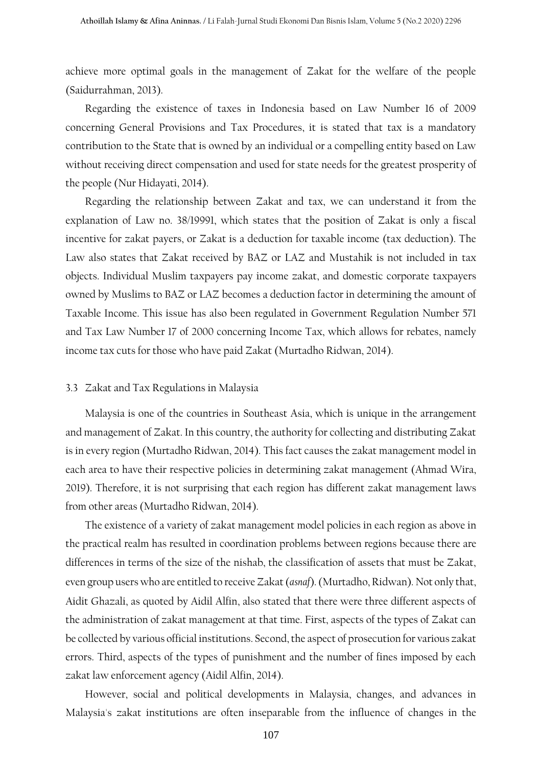achieve more optimal goals in the management of Zakat for the welfare of the people (Saidurrahman, 2013).

Regarding the existence of taxes in Indonesia based on Law Number 16 of 2009 concerning General Provisions and Tax Procedures, it is stated that tax is a mandatory contribution to the State that is owned by an individual or a compelling entity based on Law without receiving direct compensation and used for state needs for the greatest prosperity of the people (Nur Hidayati, 2014).

Regarding the relationship between Zakat and tax, we can understand it from the explanation of Law no. 38/19991, which states that the position of Zakat is only a fiscal incentive for zakat payers, or Zakat is a deduction for taxable income (tax deduction). The Law also states that Zakat received by BAZ or LAZ and Mustahik is not included in tax objects. Individual Muslim taxpayers pay income zakat, and domestic corporate taxpayers owned by Muslims to BAZ or LAZ becomes a deduction factor in determining the amount of Taxable Income. This issue has also been regulated in Government Regulation Number 571 and Tax Law Number 17 of 2000 concerning Income Tax, which allows for rebates, namely income tax cuts for those who have paid Zakat (Murtadho Ridwan, 2014).

### 3.3 Zakat and Tax Regulations in Malaysia

Malaysia is one of the countries in Southeast Asia, which is unique in the arrangement and management of Zakat. In this country, the authority for collecting and distributing Zakat is in every region (Murtadho Ridwan, 2014). This fact causes the zakat management model in each area to have their respective policies in determining zakat management (Ahmad Wira, 2019). Therefore, it is not surprising that each region has different zakat management laws from other areas (Murtadho Ridwan, 2014).

The existence of a variety of zakat management model policies in each region as above in the practical realm has resulted in coordination problems between regions because there are differences in terms of the size of the nishab, the classification of assets that must be Zakat, even group users who are entitled to receive Zakat (*asnaf*). (Murtadho, Ridwan). Not only that, Aidit Ghazali, as quoted by Aidil Alfin, also stated that there were three different aspects of the administration of zakat management at that time. First, aspects of the types of Zakat can be collected by various official institutions. Second, the aspect of prosecution for various zakat errors. Third, aspects of the types of punishment and the number of fines imposed by each zakat law enforcement agency (Aidil Alfin, 2014).

However, social and political developments in Malaysia, changes, and advances in Malaysia's zakat institutions are often inseparable from the influence of changes in the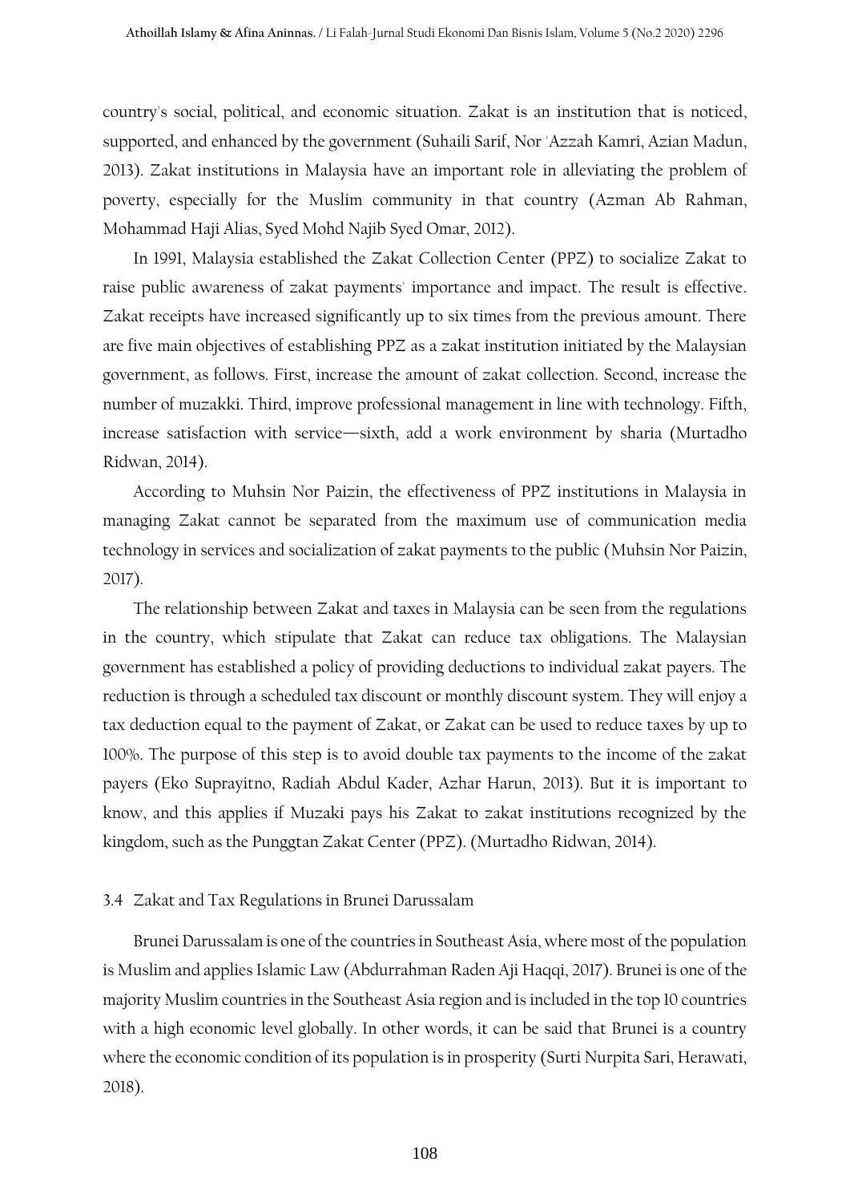country's social, political, and economic situation. Zakat is an institution that is noticed, supported, and enhanced by the government (Suhaili Sarif, Nor 'Azzah Kamri, Azian Madun, 2013). Zakat institutions in Malaysia have an important role in alleviating the problem of poverty, especially for the Muslim community in that country (Azman Ab Rahman, Mohammad Haji Alias, Syed Mohd Najib Syed Omar, 2012).

In 1991, Malaysia established the Zakat Collection Center (PPZ) to socialize Zakat to raise public awareness of zakat payments' importance and impact. The result is effective. Zakat receipts have increased significantly up to six times from the previous amount. There are five main objectives of establishing PPZ as a zakat institution initiated by the Malaysian government, as follows. First, increase the amount of zakat collection. Second, increase the number of muzakki. Third, improve professional management in line with technology. Fifth, increase satisfaction with service—sixth, add a work environment by sharia (Murtadho Ridwan, 2014).

According to Muhsin Nor Paizin, the effectiveness of PPZ institutions in Malaysia in managing Zakat cannot be separated from the maximum use of communication media technology in services and socialization of zakat payments to the public (Muhsin Nor Paizin, 2017).

The relationship between Zakat and taxes in Malaysia can be seen from the regulations in the country, which stipulate that Zakat can reduce tax obligations. The Malaysian government has established a policy of providing deductions to individual zakat payers. The reduction is through a scheduled tax discount or monthly discount system. They will enjoy a tax deduction equal to the payment of Zakat, or Zakat can be used to reduce taxes by up to 100%. The purpose of this step is to avoid double tax payments to the income of the zakat payers (Eko Suprayitno, Radiah Abdul Kader, Azhar Harun, 2013). But it is important to know, and this applies if Muzaki pays his Zakat to zakat institutions recognized by the kingdom, such as the Punggtan Zakat Center (PPZ). (Murtadho Ridwan, 2014).

### 3.4 Zakat and Tax Regulations in Brunei Darussalam

Brunei Darussalam is one of the countries in Southeast Asia, where most of the population is Muslim and applies Islamic Law (Abdurrahman Raden Aji Haqqi, 2017). Brunei is one of the majority Muslim countries in the Southeast Asia region and is included in the top 10 countries with a high economic level globally. In other words, it can be said that Brunei is a country where the economic condition of its population is in prosperity (Surti Nurpita Sari, Herawati, 2018).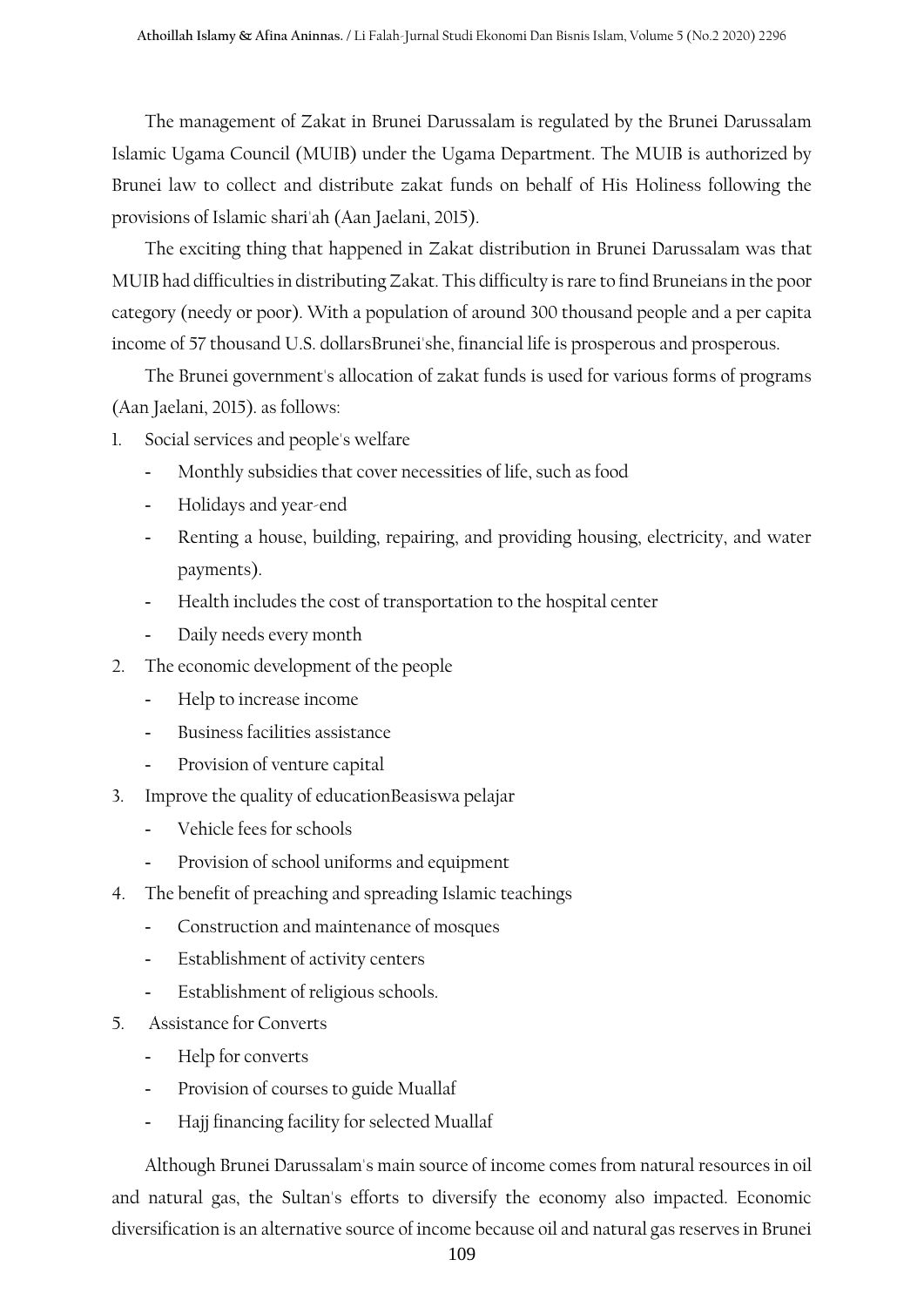The management of Zakat in Brunei Darussalam is regulated by the Brunei Darussalam Islamic Ugama Council (MUIB) under the Ugama Department. The MUIB is authorized by Brunei law to collect and distribute zakat funds on behalf of His Holiness following the provisions of Islamic shari'ah (Aan Jaelani, 2015).

The exciting thing that happened in Zakat distribution in Brunei Darussalam was that MUIB had difficulties in distributing Zakat. This difficulty is rare to find Bruneians in the poor category (needy or poor). With a population of around 300 thousand people and a per capita income of 57 thousand U.S. dollarsBrunei'she, financial life is prosperous and prosperous.

The Brunei government's allocation of zakat funds is used for various forms of programs (Aan Jaelani, 2015). as follows:

1. Social services and people's welfare
   - Monthly subsidies that cover necessities of life, such as food
   - Holidays and year-end
   - Renting a house, building, repairing, and providing housing, electricity, and water payments).
   - Health includes the cost of transportation to the hospital center
   - Daily needs every month
2. The economic development of the people
   - Help to increase income
   - Business facilities assistance
   - Provision of venture capital
3. Improve the quality of educationBeasiswa pelajar
   - Vehicle fees for schools
   - Provision of school uniforms and equipment
4. The benefit of preaching and spreading Islamic teachings
   - Construction and maintenance of mosques
   - Establishment of activity centers
   - Establishment of religious schools.
5. Assistance for Converts
   - Help for converts
   - Provision of courses to guide Muallaf
   - Hajj financing facility for selected Muallaf

Although Brunei Darussalam's main source of income comes from natural resources in oil and natural gas, the Sultan's efforts to diversify the economy also impacted. Economic diversification is an alternative source of income because oil and natural gas reserves in Brunei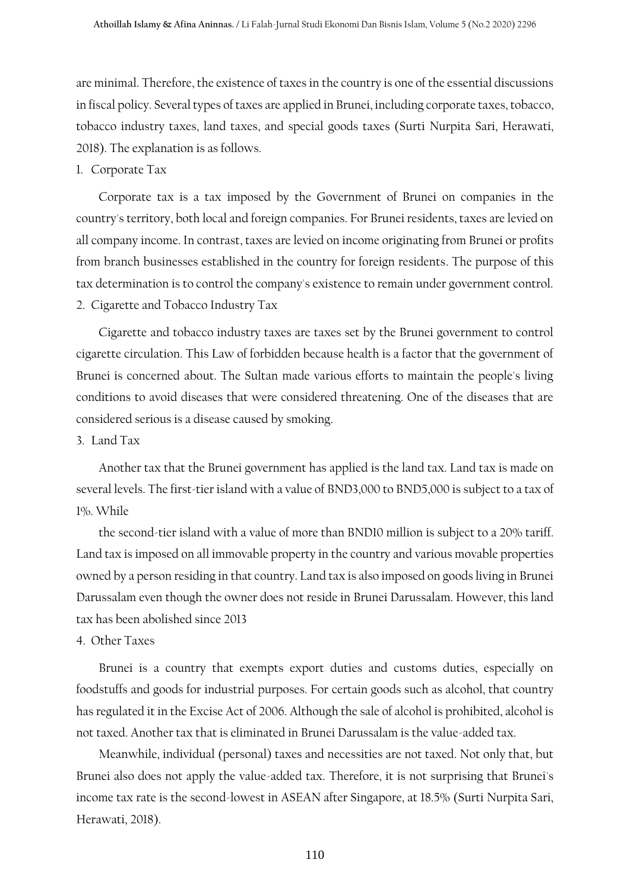are minimal. Therefore, the existence of taxes in the country is one of the essential discussions in fiscal policy. Several types of taxes are applied in Brunei, including corporate taxes, tobacco, tobacco industry taxes, land taxes, and special goods taxes (Surti Nurpita Sari, Herawati, 2018). The explanation is as follows.

1. Corporate Tax

Corporate tax is a tax imposed by the Government of Brunei on companies in the country's territory, both local and foreign companies. For Brunei residents, taxes are levied on all company income. In contrast, taxes are levied on income originating from Brunei or profits from branch businesses established in the country for foreign residents. The purpose of this tax determination is to control the company's existence to remain under government control.

2. Cigarette and Tobacco Industry Tax

Cigarette and tobacco industry taxes are taxes set by the Brunei government to control cigarette circulation. This Law of forbidden because health is a factor that the government of Brunei is concerned about. The Sultan made various efforts to maintain the people's living conditions to avoid diseases that were considered threatening. One of the diseases that are considered serious is a disease caused by smoking.

3. Land Tax

Another tax that the Brunei government has applied is the land tax. Land tax is made on several levels. The first-tier island with a value of BND3,000 to BND5,000 is subject to a tax of 1%. While

the second-tier island with a value of more than BND10 million is subject to a 20% tariff. Land tax is imposed on all immovable property in the country and various movable properties owned by a person residing in that country. Land tax is also imposed on goods living in Brunei Darussalam even though the owner does not reside in Brunei Darussalam. However, this land tax has been abolished since 2013

4. Other Taxes

Brunei is a country that exempts export duties and customs duties, especially on foodstuffs and goods for industrial purposes. For certain goods such as alcohol, that country has regulated it in the Excise Act of 2006. Although the sale of alcohol is prohibited, alcohol is not taxed. Another tax that is eliminated in Brunei Darussalam is the value-added tax.

Meanwhile, individual (personal) taxes and necessities are not taxed. Not only that, but Brunei also does not apply the value-added tax. Therefore, it is not surprising that Brunei's income tax rate is the second-lowest in ASEAN after Singapore, at 18.5% (Surti Nurpita Sari, Herawati, 2018).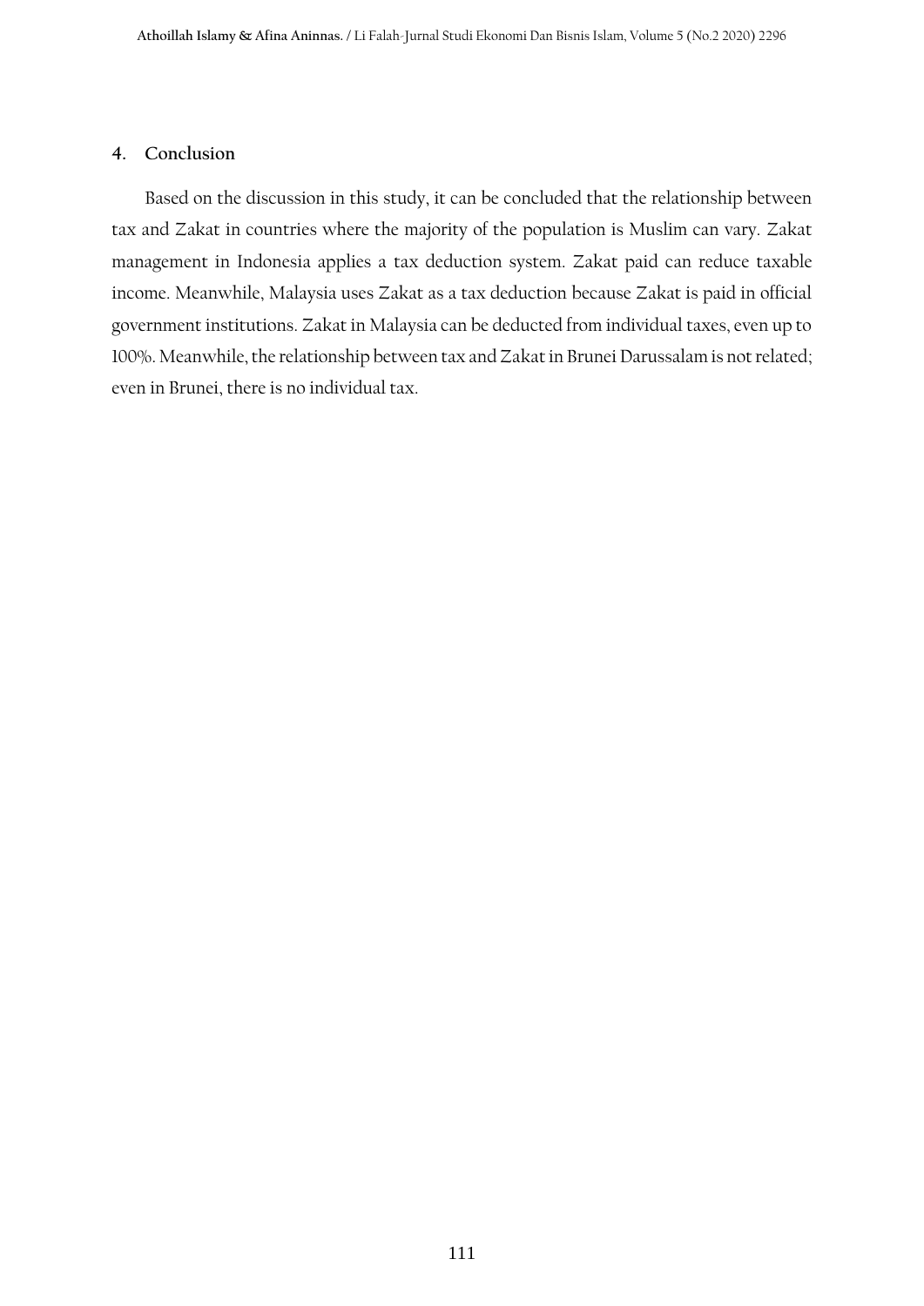## 4. Conclusion

Based on the discussion in this study, it can be concluded that the relationship between tax and Zakat in countries where the majority of the population is Muslim can vary. Zakat management in Indonesia applies a tax deduction system. Zakat paid can reduce taxable income. Meanwhile, Malaysia uses Zakat as a tax deduction because Zakat is paid in official government institutions. Zakat in Malaysia can be deducted from individual taxes, even up to 100%. Meanwhile, the relationship between tax and Zakat in Brunei Darussalam is not related; even in Brunei, there is no individual tax.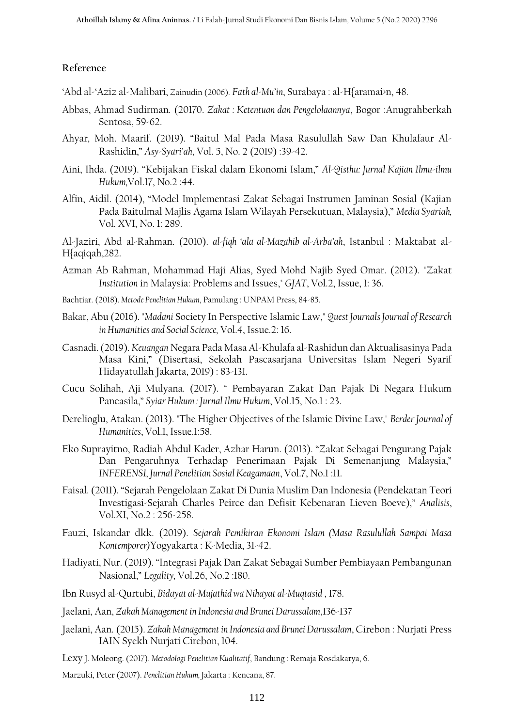## Reference

'Abd al-'Aziz al-Malibari, Zainudin (2006). *Fath al-Mu'in*, Surabaya : al-H{aramai>n, 48.

Abbas, Ahmad Sudirman. (20170. *Zakat : Ketentuan dan Pengelolaannya*, Bogor :Anugrahberkah Sentosa, 59-62.

Ahyar, Moh. Maarif. (2019). "Baitul Mal Pada Masa Rasulullah Saw Dan Khulafaur Al-Rashidin," *Asy-Syari'ah*, Vol. 5, No. 2 (2019) :39-42.

Aini, Ihda. (2019). "Kebijakan Fiskal dalam Ekonomi Islam," *Al-Qisthu: Jurnal Kajian Ilmu-ilmu Hukum*,Vol.17, No.2 :44.

Alfin, Aidil. (2014), "Model Implementasi Zakat Sebagai Instrumen Jaminan Sosial (Kajian Pada Baitulmal Majlis Agama Islam Wilayah Persekutuan, Malaysia)," *Media Syariah*, Vol. XVI, No. 1: 289.

Al-Jaziri, Abd al-Rahman. (2010). *al-fiqh 'ala al-Mazahib al-Arba'ah*, Istanbul : Maktabat al-H{aqiqah,282.

Azman Ab Rahman, Mohammad Haji Alias, Syed Mohd Najib Syed Omar. (2012). "Zakat *Institution* in Malaysia: Problems and Issues," *GJAT*, Vol.2, Issue, 1: 36.

Bachtiar. (2018). *Metode Penelitian Hukum*, Pamulang : UNPAM Press, 84-85.

Bakar, Abu (2016). "*Madani* Society In Perspective Islamic Law," *Quest Journals Journal of Research in Humanities and Social Science*, Vol.4, Issue.2: 16.

Casnadi. (2019). *Keuangan* Negara Pada Masa Al-Khulafa al-Rashidun dan Aktualisasinya Pada Masa Kini," (Disertasi, Sekolah Pascasarjana Universitas Islam Negeri Syarif Hidayatullah Jakarta, 2019) : 83-131.

Cucu Solihah, Aji Mulyana. (2017). " Pembayaran Zakat Dan Pajak Di Negara Hukum Pancasila," *Syiar Hukum : Jurnal Ilmu Hukum*, Vol.15, No.1 : 23.

Derelioglu, Atakan. (2013). "The Higher Objectives of the Islamic Divine Law," *Berder Journal of Humanities*, Vol.1, Issue.1:58.

Eko Suprayitno, Radiah Abdul Kader, Azhar Harun. (2013). "Zakat Sebagai Pengurang Pajak Dan Pengaruhnya Terhadap Penerimaan Pajak Di Semenanjung Malaysia," *INFERENSI, Jurnal Penelitian Sosial Keagamaan*, Vol.7, No.1 :11.

Faisal. (2011). "Sejarah Pengelolaan Zakat Di Dunia Muslim Dan Indonesia (Pendekatan Teori Investigasi-Sejarah Charles Peirce dan Defisit Kebenaran Lieven Boeve)," *Analisis*, Vol.XI, No.2 : 256-258.

Fauzi, Iskandar dkk. (2019). *Sejarah Pemikiran Ekonomi Islam (Masa Rasulullah Sampai Masa Kontemporer)*Yogyakarta : K-Media, 31-42.

Hadiyati, Nur. (2019). "Integrasi Pajak Dan Zakat Sebagai Sumber Pembiayaan Pembangunan Nasional," *Legality*, Vol.26, No.2 :180.

Ibn Rusyd al-Qurtubi, *Bidayat al-Mujathid wa Nihayat al-Muqtasid* , 178.

Jaelani, Aan, *Zakah Management in Indonesia and Brunei Darussalam*,136-137

Jaelani, Aan. (2015). *Zakah Management in Indonesia and Brunei Darussalam*, Cirebon : Nurjati Press IAIN Syekh Nurjati Cirebon, 104.

Lexy J. Moleong. (2017). *Metodologi Penelitian Kualitatif*, Bandung : Remaja Rosdakarya, 6.

Marzuki, Peter (2007). *Penelitian Hukum*, Jakarta : Kencana, 87.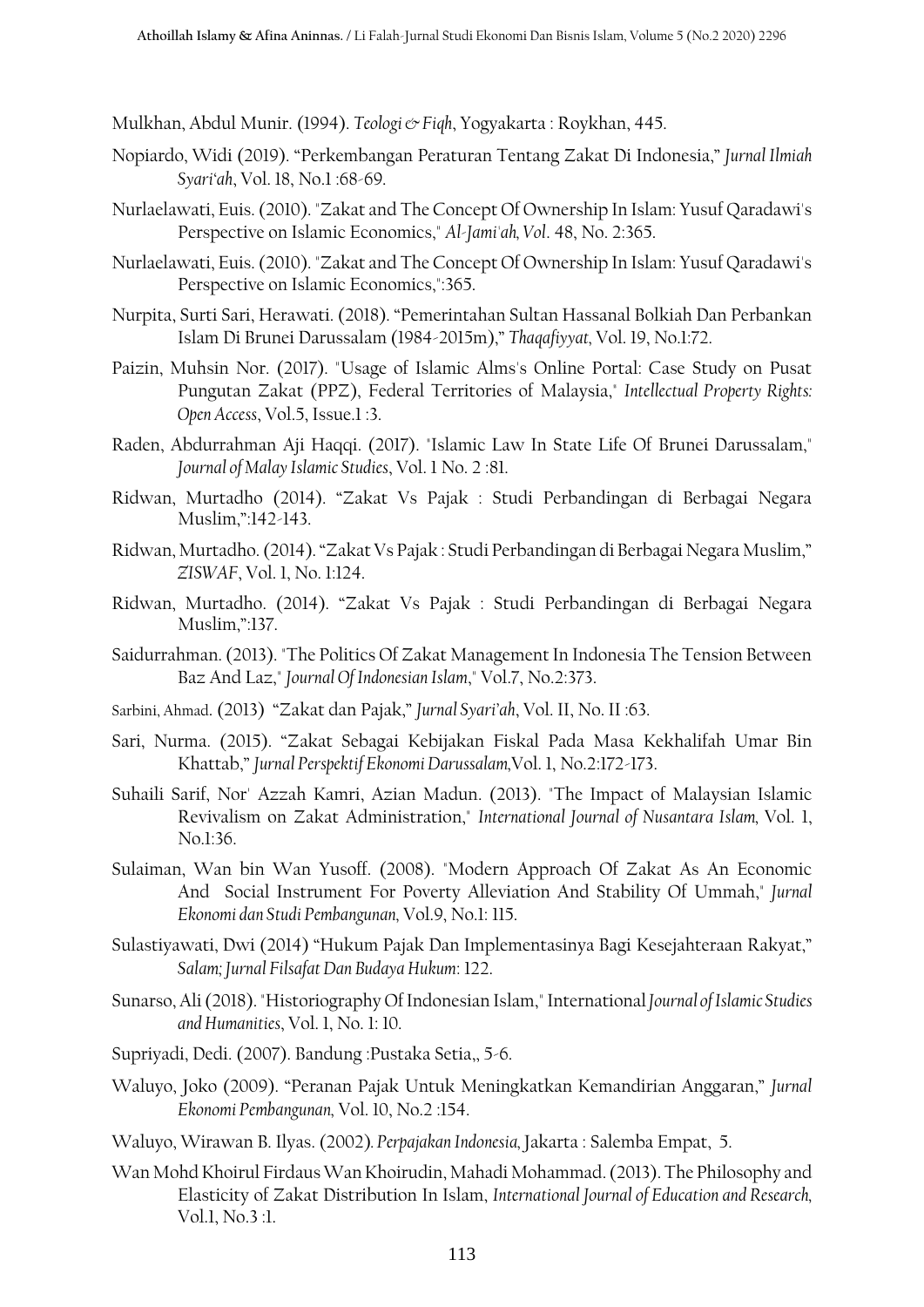Mulkhan, Abdul Munir. (1994). *Teologi & Fiqh*, Yogyakarta : Roykhan, 445.

Nopiardo, Widi (2019). "Perkembangan Peraturan Tentang Zakat Di Indonesia," *Jurnal Ilmiah Syari'ah*, Vol. 18, No.1 :68-69.

Nurlaelawati, Euis. (2010). "Zakat and The Concept Of Ownership In Islam: Yusuf Qaradawi's Perspective on Islamic Economics," *Al-Jami'ah, Vol*. 48, No. 2:365.

Nurlaelawati, Euis. (2010). "Zakat and The Concept Of Ownership In Islam: Yusuf Qaradawi's Perspective on Islamic Economics,":365.

Nurpita, Surti Sari, Herawati. (2018). "Pemerintahan Sultan Hassanal Bolkiah Dan Perbankan Islam Di Brunei Darussalam (1984-2015m)," *Thaqafiyyat*, Vol. 19, No.1:72.

Paizin, Muhsin Nor. (2017). "Usage of Islamic Alms's Online Portal: Case Study on Pusat Pungutan Zakat (PPZ), Federal Territories of Malaysia," *Intellectual Property Rights: Open Access*, Vol.5, Issue.1 :3.

Raden, Abdurrahman Aji Haqqi. (2017). "Islamic Law In State Life Of Brunei Darussalam," *Journal of Malay Islamic Studies*, Vol. 1 No. 2 :81.

Ridwan, Murtadho (2014). "Zakat Vs Pajak : Studi Perbandingan di Berbagai Negara Muslim,":142-143.

Ridwan, Murtadho. (2014). "Zakat Vs Pajak : Studi Perbandingan di Berbagai Negara Muslim," *ZISWAF*, Vol. 1, No. 1:124.

Ridwan, Murtadho. (2014). "Zakat Vs Pajak : Studi Perbandingan di Berbagai Negara Muslim,":137.

Saidurrahman. (2013). "The Politics Of Zakat Management In Indonesia The Tension Between Baz And Laz," *Journal Of Indonesian Islam*," Vol.7, No.2:373.

Sarbini, Ahmad. (2013) "Zakat dan Pajak," *Jurnal Syari'ah*, Vol. II, No. II :63.

Sari, Nurma. (2015). "Zakat Sebagai Kebijakan Fiskal Pada Masa Kekhalifah Umar Bin Khattab," *Jurnal Perspektif Ekonomi Darussalam*,Vol. 1, No.2:172-173.

Suhaili Sarif, Nor' Azzah Kamri, Azian Madun. (2013). "The Impact of Malaysian Islamic Revivalism on Zakat Administration," *International Journal of Nusantara Islam,* Vol. 1, No.1:36.

Sulaiman, Wan bin Wan Yusoff. (2008). "Modern Approach Of Zakat As An Economic And Social Instrument For Poverty Alleviation And Stability Of Ummah," *Jurnal Ekonomi dan Studi Pembangunan,* Vol.9, No.1: 115.

Sulastiyawati, Dwi (2014) "Hukum Pajak Dan Implementasinya Bagi Kesejahteraan Rakyat," *Salam; Jurnal Filsafat Dan Budaya Hukum*: 122.

Sunarso, Ali (2018). "Historiography Of Indonesian Islam," International *Journal of Islamic Studies and Humanities*, Vol. 1, No. 1: 10.

Supriyadi, Dedi. (2007). Bandung :Pustaka Setia,, 5-6.

Waluyo, Joko (2009). "Peranan Pajak Untuk Meningkatkan Kemandirian Anggaran," *Jurnal Ekonomi Pembangunan,* Vol. 10, No.2 :154.

Waluyo, Wirawan B. Ilyas. (2002). *Perpajakan Indonesia,* Jakarta : Salemba Empat, 5.

Wan Mohd Khoirul Firdaus Wan Khoirudin, Mahadi Mohammad. (2013). The Philosophy and Elasticity of Zakat Distribution In Islam, *International Journal of Education and Research,* Vol.1, No.3 :1.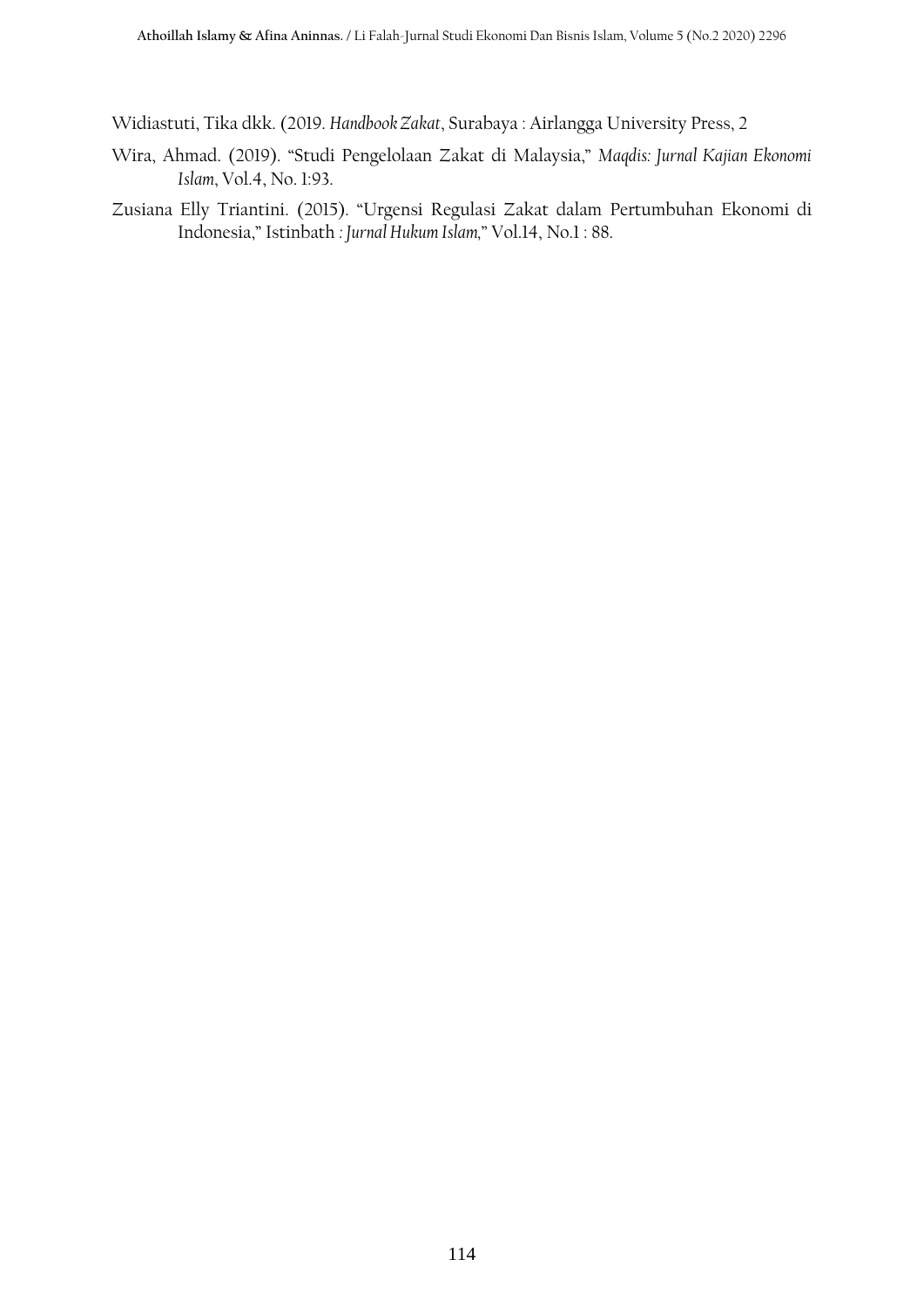Widiastuti, Tika dkk. (2019. *Handbook Zakat*, Surabaya : Airlangga University Press, 2

Wira, Ahmad. (2019). "Studi Pengelolaan Zakat di Malaysia," *Maqdis: Jurnal Kajian Ekonomi Islam*, Vol.4, No. 1:93.

Zusiana Elly Triantini. (2015). "Urgensi Regulasi Zakat dalam Pertumbuhan Ekonomi di Indonesia," Istinbath *: Jurnal Hukum Islam*," Vol.14, No.1 : 88.